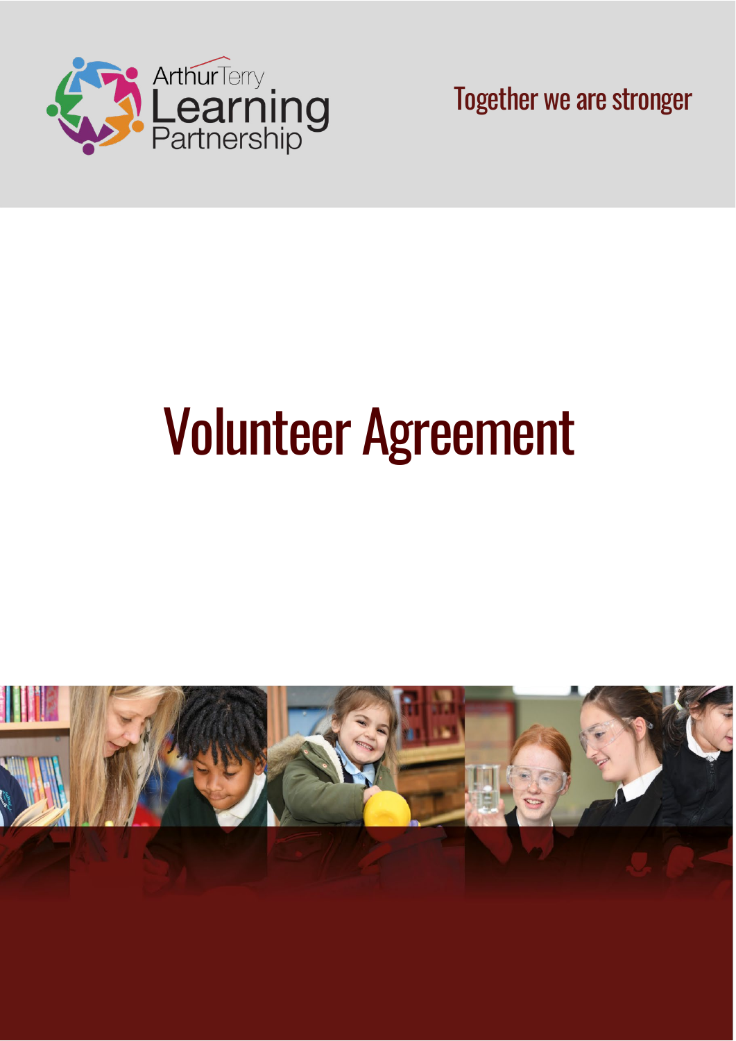Arthur Terry Learning Partnership

Together we are stronger

# Volunteer Agreement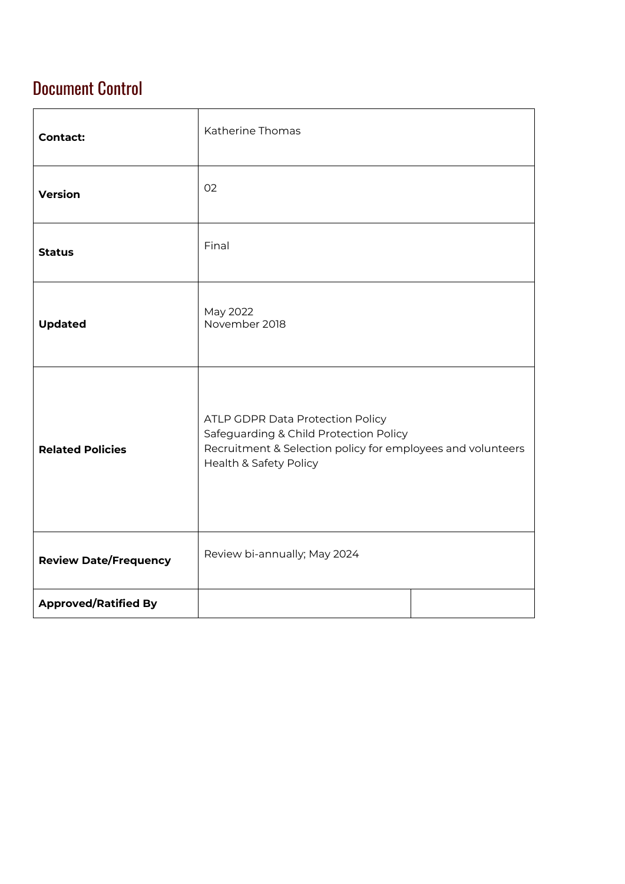## Document Control

| | |
|---|---|
| **Contact:** | Katherine Thomas |
| **Version** | 02 |
| **Status** | Final |
| **Updated** | May 2022<br>November 2018 |
| **Related Policies** | ATLP GDPR Data Protection Policy<br>Safeguarding & Child Protection Policy<br>Recruitment & Selection policy for employees and volunteers<br>Health & Safety Policy |
| **Review Date/Frequency** | Review bi-annually; May 2024 |
| **Approved/Ratified By** | |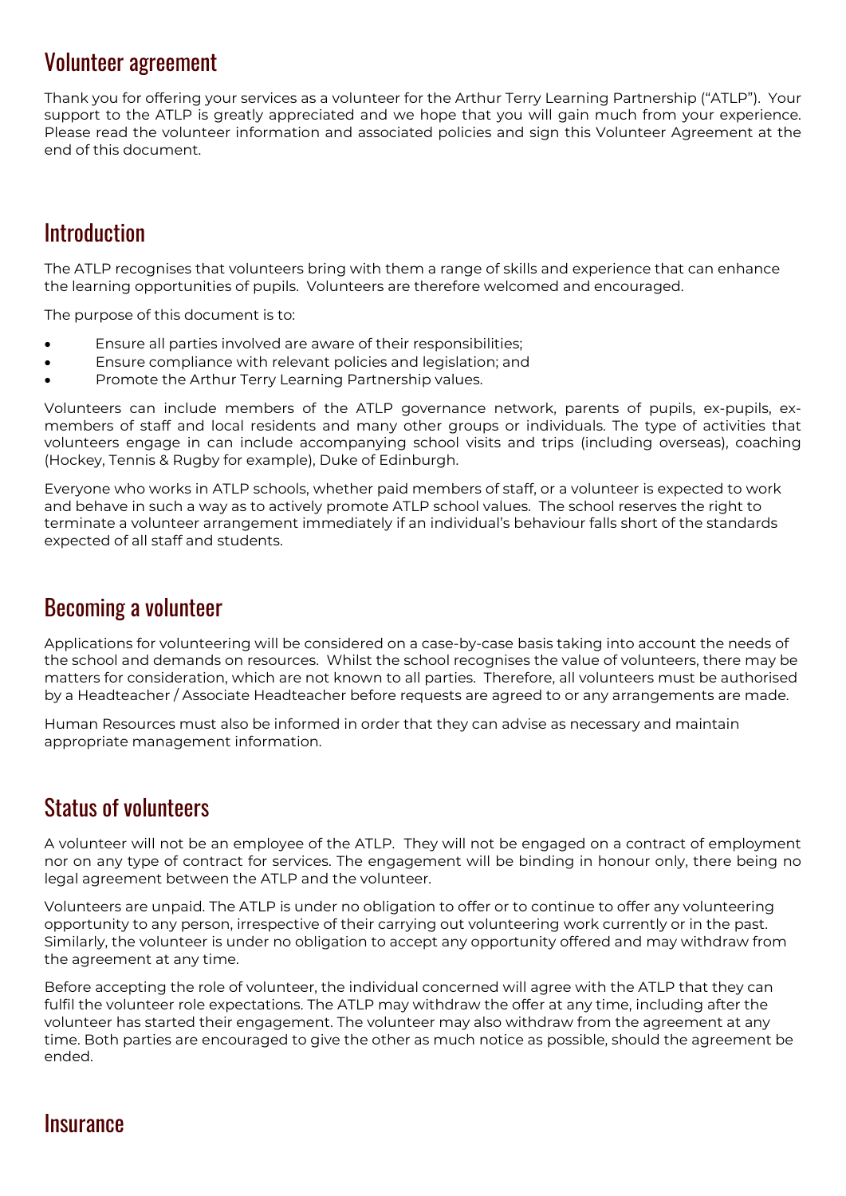## Volunteer agreement

Thank you for offering your services as a volunteer for the Arthur Terry Learning Partnership ("ATLP"). Your support to the ATLP is greatly appreciated and we hope that you will gain much from your experience. Please read the volunteer information and associated policies and sign this Volunteer Agreement at the end of this document.

## Introduction

The ATLP recognises that volunteers bring with them a range of skills and experience that can enhance the learning opportunities of pupils. Volunteers are therefore welcomed and encouraged.

The purpose of this document is to:

- Ensure all parties involved are aware of their responsibilities;
- Ensure compliance with relevant policies and legislation; and
- Promote the Arthur Terry Learning Partnership values.

Volunteers can include members of the ATLP governance network, parents of pupils, ex-pupils, ex-members of staff and local residents and many other groups or individuals. The type of activities that volunteers engage in can include accompanying school visits and trips (including overseas), coaching (Hockey, Tennis & Rugby for example), Duke of Edinburgh.

Everyone who works in ATLP schools, whether paid members of staff, or a volunteer is expected to work and behave in such a way as to actively promote ATLP school values. The school reserves the right to terminate a volunteer arrangement immediately if an individual's behaviour falls short of the standards expected of all staff and students.

## Becoming a volunteer

Applications for volunteering will be considered on a case-by-case basis taking into account the needs of the school and demands on resources. Whilst the school recognises the value of volunteers, there may be matters for consideration, which are not known to all parties. Therefore, all volunteers must be authorised by a Headteacher / Associate Headteacher before requests are agreed to or any arrangements are made.

Human Resources must also be informed in order that they can advise as necessary and maintain appropriate management information.

## Status of volunteers

A volunteer will not be an employee of the ATLP. They will not be engaged on a contract of employment nor on any type of contract for services. The engagement will be binding in honour only, there being no legal agreement between the ATLP and the volunteer.

Volunteers are unpaid. The ATLP is under no obligation to offer or to continue to offer any volunteering opportunity to any person, irrespective of their carrying out volunteering work currently or in the past. Similarly, the volunteer is under no obligation to accept any opportunity offered and may withdraw from the agreement at any time.

Before accepting the role of volunteer, the individual concerned will agree with the ATLP that they can fulfil the volunteer role expectations. The ATLP may withdraw the offer at any time, including after the volunteer has started their engagement. The volunteer may also withdraw from the agreement at any time. Both parties are encouraged to give the other as much notice as possible, should the agreement be ended.

## Insurance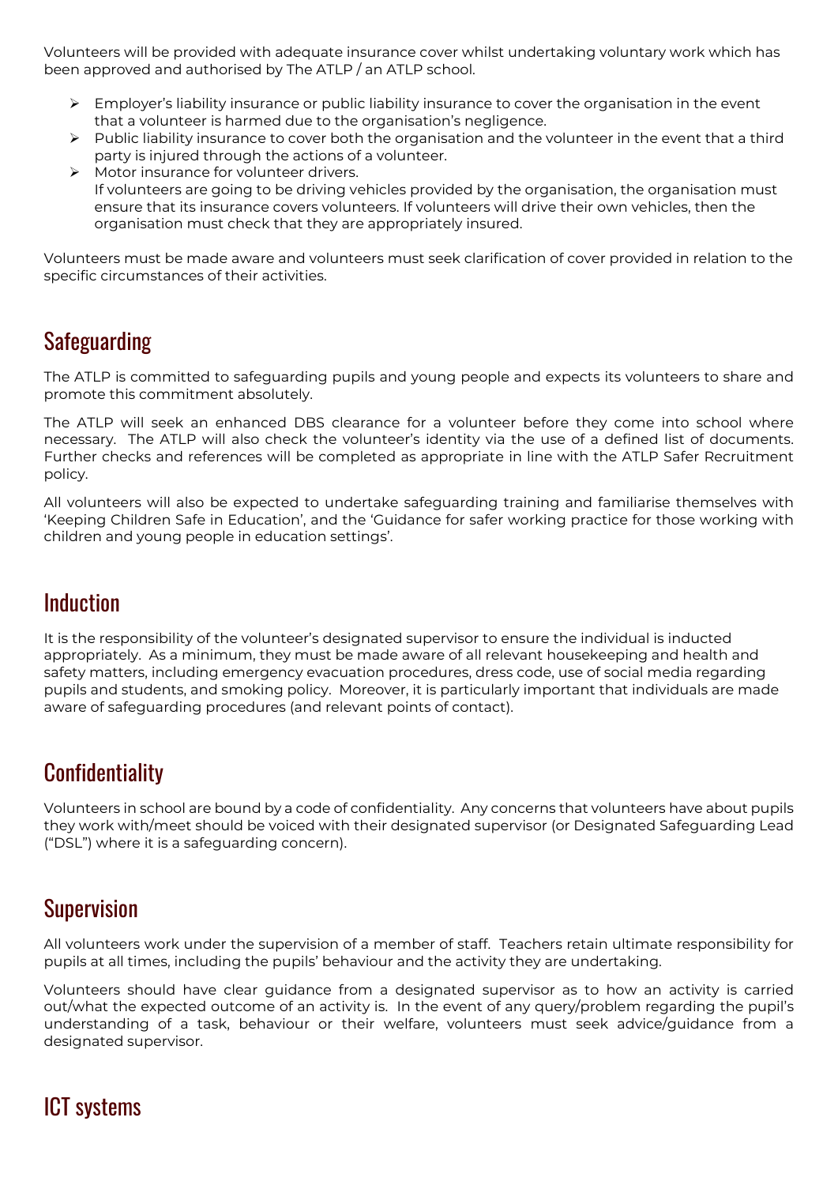Volunteers will be provided with adequate insurance cover whilst undertaking voluntary work which has been approved and authorised by The ATLP / an ATLP school.

- Employer's liability insurance or public liability insurance to cover the organisation in the event that a volunteer is harmed due to the organisation's negligence.
- Public liability insurance to cover both the organisation and the volunteer in the event that a third party is injured through the actions of a volunteer.
- Motor insurance for volunteer drivers.
  If volunteers are going to be driving vehicles provided by the organisation, the organisation must ensure that its insurance covers volunteers. If volunteers will drive their own vehicles, then the organisation must check that they are appropriately insured.

Volunteers must be made aware and volunteers must seek clarification of cover provided in relation to the specific circumstances of their activities.

## Safeguarding

The ATLP is committed to safeguarding pupils and young people and expects its volunteers to share and promote this commitment absolutely.

The ATLP will seek an enhanced DBS clearance for a volunteer before they come into school where necessary. The ATLP will also check the volunteer's identity via the use of a defined list of documents. Further checks and references will be completed as appropriate in line with the ATLP Safer Recruitment policy.

All volunteers will also be expected to undertake safeguarding training and familiarise themselves with 'Keeping Children Safe in Education', and the 'Guidance for safer working practice for those working with children and young people in education settings'.

## Induction

It is the responsibility of the volunteer's designated supervisor to ensure the individual is inducted appropriately. As a minimum, they must be made aware of all relevant housekeeping and health and safety matters, including emergency evacuation procedures, dress code, use of social media regarding pupils and students, and smoking policy. Moreover, it is particularly important that individuals are made aware of safeguarding procedures (and relevant points of contact).

## Confidentiality

Volunteers in school are bound by a code of confidentiality. Any concerns that volunteers have about pupils they work with/meet should be voiced with their designated supervisor (or Designated Safeguarding Lead ("DSL") where it is a safeguarding concern).

## Supervision

All volunteers work under the supervision of a member of staff. Teachers retain ultimate responsibility for pupils at all times, including the pupils' behaviour and the activity they are undertaking.

Volunteers should have clear guidance from a designated supervisor as to how an activity is carried out/what the expected outcome of an activity is. In the event of any query/problem regarding the pupil's understanding of a task, behaviour or their welfare, volunteers must seek advice/guidance from a designated supervisor.

## ICT systems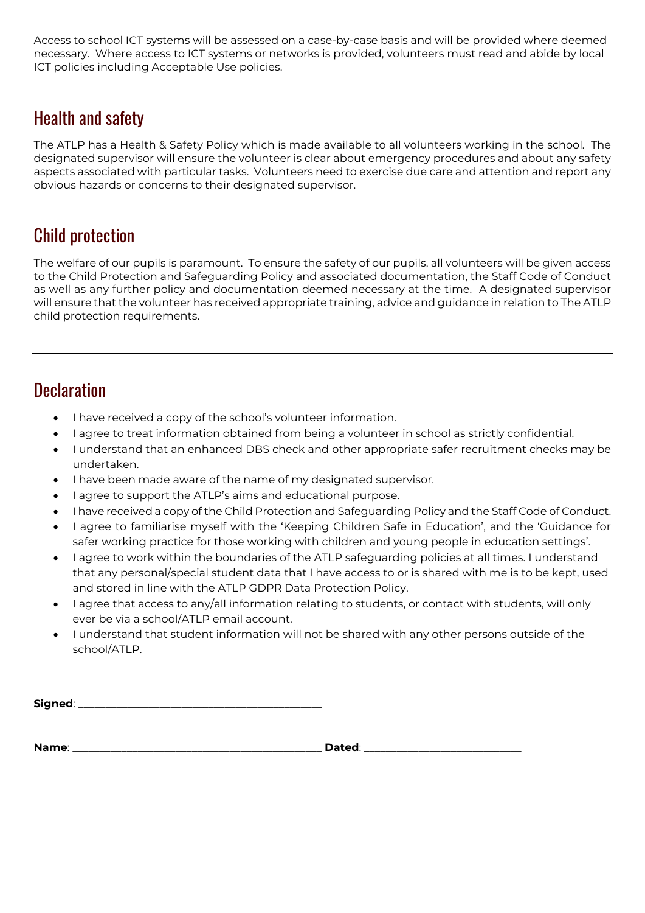Access to school ICT systems will be assessed on a case-by-case basis and will be provided where deemed necessary. Where access to ICT systems or networks is provided, volunteers must read and abide by local ICT policies including Acceptable Use policies.

## Health and safety

The ATLP has a Health & Safety Policy which is made available to all volunteers working in the school. The designated supervisor will ensure the volunteer is clear about emergency procedures and about any safety aspects associated with particular tasks. Volunteers need to exercise due care and attention and report any obvious hazards or concerns to their designated supervisor.

## Child protection

The welfare of our pupils is paramount. To ensure the safety of our pupils, all volunteers will be given access to the Child Protection and Safeguarding Policy and associated documentation, the Staff Code of Conduct as well as any further policy and documentation deemed necessary at the time. A designated supervisor will ensure that the volunteer has received appropriate training, advice and guidance in relation to The ATLP child protection requirements.

---

## Declaration

- I have received a copy of the school's volunteer information.
- I agree to treat information obtained from being a volunteer in school as strictly confidential.
- I understand that an enhanced DBS check and other appropriate safer recruitment checks may be undertaken.
- I have been made aware of the name of my designated supervisor.
- I agree to support the ATLP's aims and educational purpose.
- I have received a copy of the Child Protection and Safeguarding Policy and the Staff Code of Conduct.
- I agree to familiarise myself with the 'Keeping Children Safe in Education', and the 'Guidance for safer working practice for those working with children and young people in education settings'.
- I agree to work within the boundaries of the ATLP safeguarding policies at all times. I understand that any personal/special student data that I have access to or is shared with me is to be kept, used and stored in line with the ATLP GDPR Data Protection Policy.
- I agree that access to any/all information relating to students, or contact with students, will only ever be via a school/ATLP email account.
- I understand that student information will not be shared with any other persons outside of the school/ATLP.

**Signed**: ________________________________________

**Name**: ________________________________________ **Dated**: __________________________